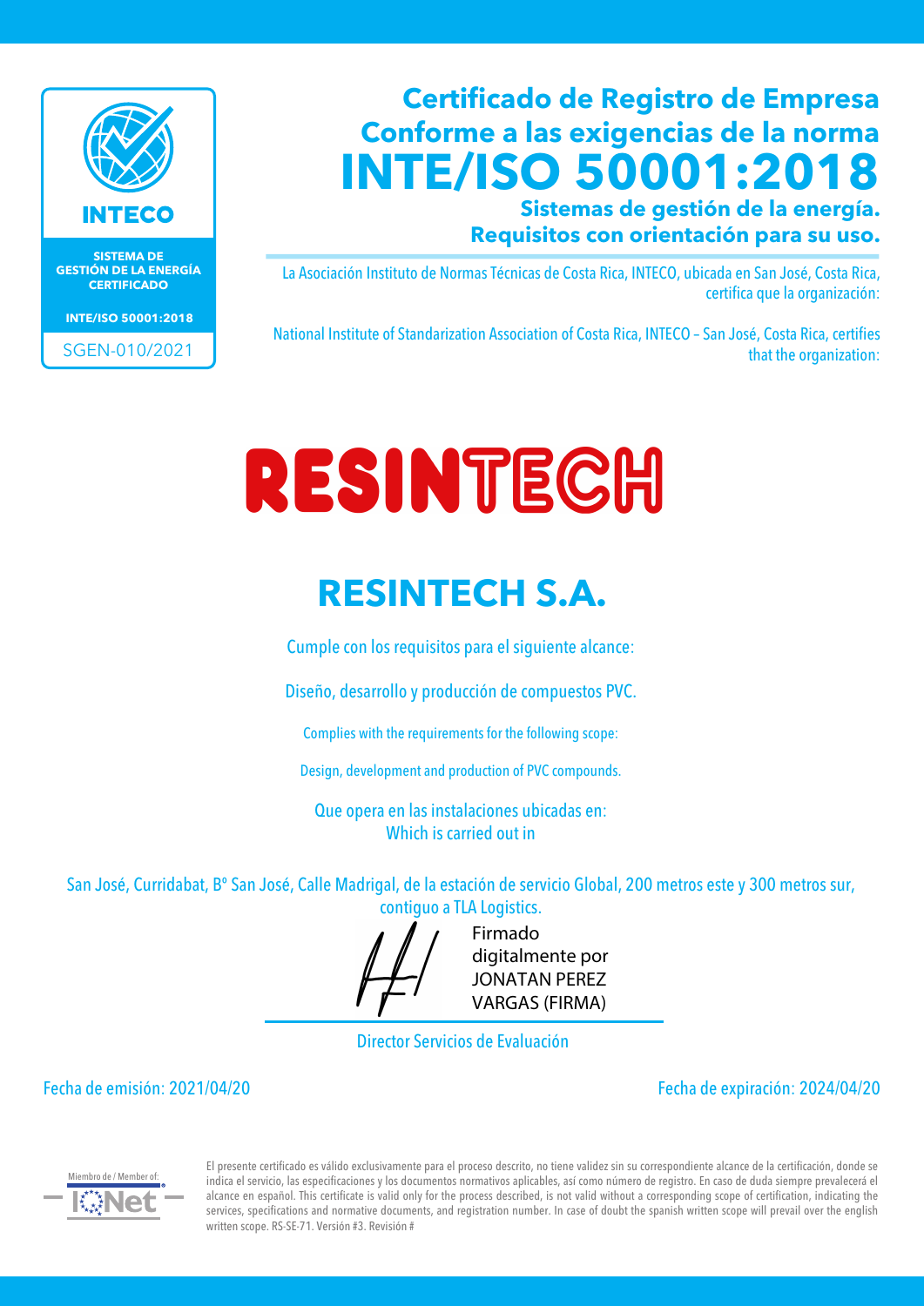INTECO

SISTEMA DE GESTIÓN DE LA ENERGÍA CERTIFICADO

INTE/ISO 50001:2018

SGEN-010/2021

# Certificado de Registro de Empresa Conforme a las exigencias de la norma INTE/ISO 50001:2018

## Sistemas de gestión de la energía. Requisitos con orientación para su uso.

La Asociación Instituto de Normas Técnicas de Costa Rica, INTECO, ubicada en San José, Costa Rica, certifica que la organización:

National Institute of Standarization Association of Costa Rica, INTECO – San José, Costa Rica, certifies that the organization:

RESINTECH

# RESINTECH S.A.

Cumple con los requisitos para el siguiente alcance:

Diseño, desarrollo y producción de compuestos PVC.

Complies with the requirements for the following scope:

Design, development and production of PVC compounds.

Que opera en las instalaciones ubicadas en:
Which is carried out in

San José, Curridabat, Bº San José, Calle Madrigal, de la estación de servicio Global, 200 metros este y 300 metros sur, contiguo a TLA Logistics.

Firmado digitalmente por JONATAN PEREZ VARGAS (FIRMA)

Director Servicios de Evaluación

Fecha de emisión: 2021/04/20

Fecha de expiración: 2024/04/20

Miembro de / Member of: IQNet

El presente certificado es válido exclusivamente para el proceso descrito, no tiene validez sin su correspondiente alcance de la certificación, donde se indica el servicio, las especificaciones y los documentos normativos aplicables, así como número de registro. En caso de duda siempre prevalecerá el alcance en español. This certificate is valid only for the process described, is not valid without a corresponding scope of certification, indicating the services, specifications and normative documents, and registration number. In case of doubt the spanish written scope will prevail over the english written scope. RS-SE-71. Versión #3. Revisión #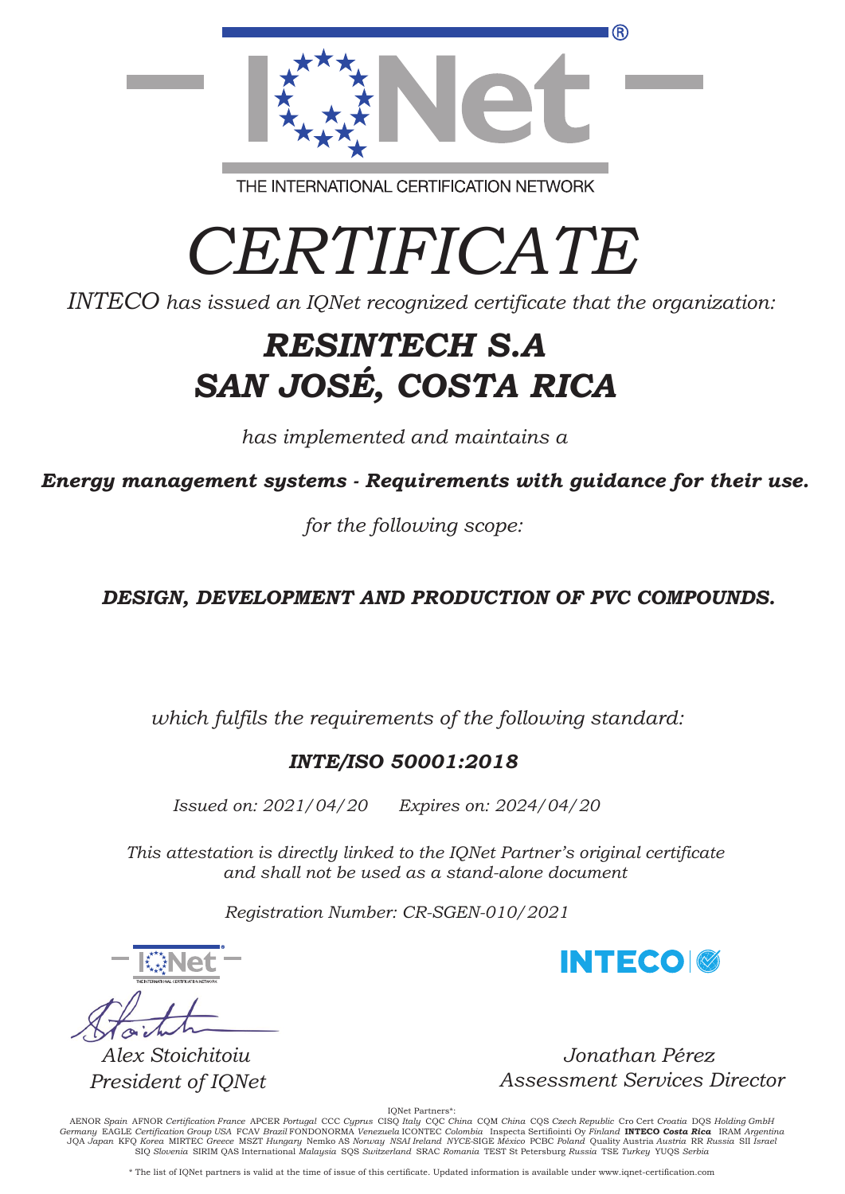THE INTERNATIONAL CERTIFICATION NETWORK

# *CERTIFICATE*

*INTECO has issued an IQNet recognized certificate that the organization:*

## ***RESINTECH S.A***
## ***SAN JOSÉ, COSTA RICA***

*has implemented and maintains a*

***Energy management systems - Requirements with guidance for their use.***

*for the following scope:*

***DESIGN, DEVELOPMENT AND PRODUCTION OF PVC COMPOUNDS.***

*which fulfils the requirements of the following standard:*

***INTE/ISO 50001:2018***

*Issued on: 2021/04/20* *Expires on: 2024/04/20*

*This attestation is directly linked to the IQNet Partner's original certificate and shall not be used as a stand-alone document*

*Registration Number: CR-SGEN-010/2021*

*Alex Stoichitoiu*
*President of IQNet*

*Jonathan Pérez*
*Assessment Services Director*

IQNet Partners*:
AENOR *Spain* AFNOR *Certification France* APCER *Portugal* CCC *Cyprus* CISQ *Italy* CQC *China* CQM *China* CQS *Czech Republic* Cro Cert *Croatia* DQS *Holding GmbH Germany* EAGLE *Certification Group USA* FCAV *Brazil* FONDONORMA *Venezuela* ICONTEC *Colombia* Inspecta Sertifiointi Oy *Finland* **INTECO *Costa Rica*** IRAM *Argentina* JQA *Japan* KFQ *Korea* MIRTEC *Greece* MSZT *Hungary* Nemko AS *Norway* *NSAI Ireland* *NYCE*-SIGE *México* PCBC *Poland* Quality Austria *Austria* RR *Russia* SII *Israel* SIQ *Slovenia* SIRIM QAS International *Malaysia* SQS *Switzerland* SRAC *Romania* TEST St Petersburg *Russia* TSE *Turkey* YUQS *Serbia*

* The list of IQNet partners is valid at the time of issue of this certificate. Updated information is available under www.iqnet-certification.com